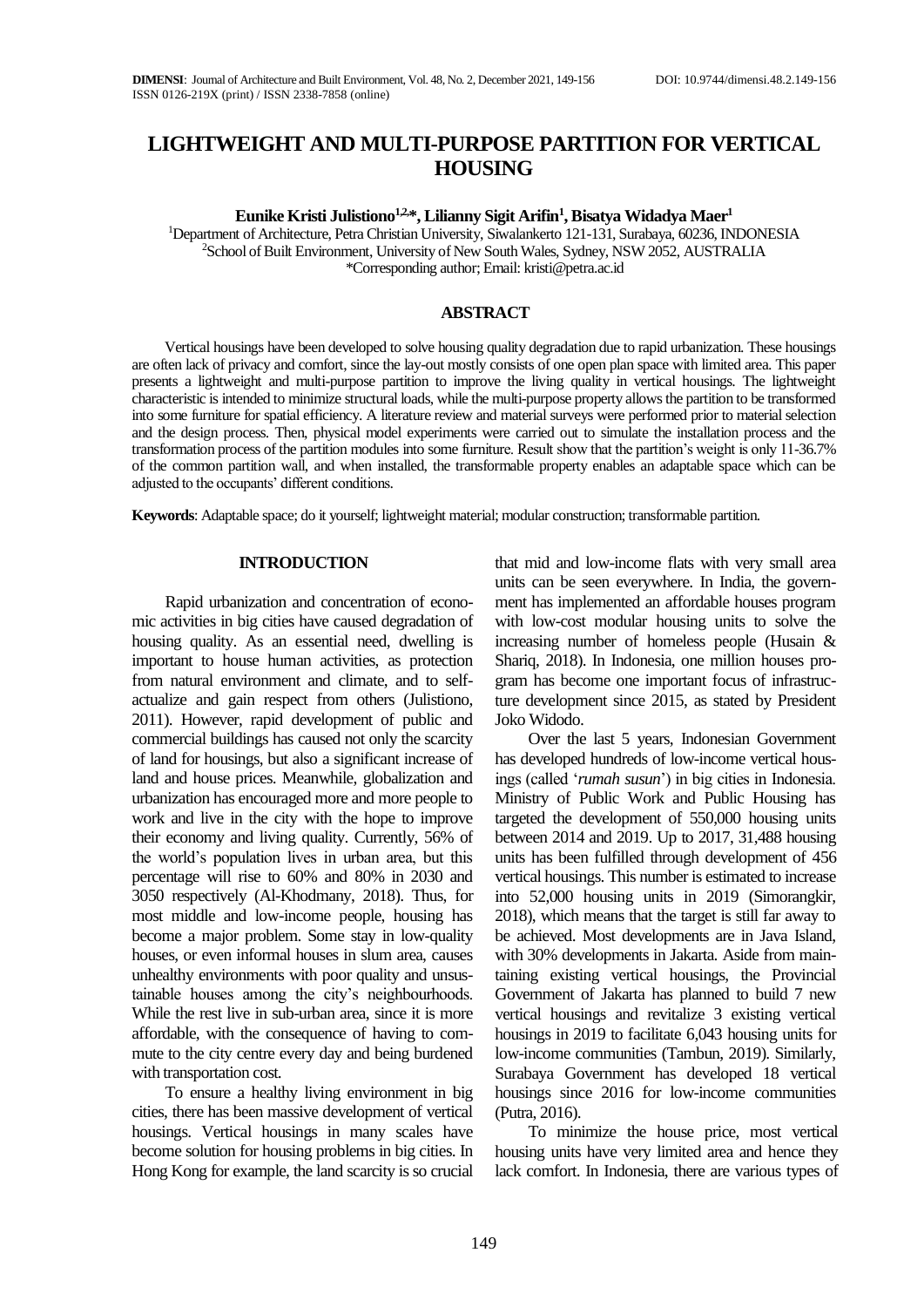# LIGHTWEIGHT AND MULTI-PURPOSE PARTITION FOR VERTICAL HOUSING

**Eunike Kristi Julistiono[1,2,*], Lilianny Sigit Arifin[1], Bisatya Widadya Maer[1]**

[1]Department of Architecture, Petra Christian University, Siwalankerto 121-131, Surabaya, 60236, INDONESIA
[2]School of Built Environment, University of New South Wales, Sydney, NSW 2052, AUSTRALIA
*Corresponding author; Email: kristi@petra.ac.id

## ABSTRACT

Vertical housings have been developed to solve housing quality degradation due to rapid urbanization. These housings are often lack of privacy and comfort, since the lay-out mostly consists of one open plan space with limited area. This paper presents a lightweight and multi-purpose partition to improve the living quality in vertical housings. The lightweight characteristic is intended to minimize structural loads, while the multi-purpose property allows the partition to be transformed into some furniture for spatial efficiency. A literature review and material surveys were performed prior to material selection and the design process. Then, physical model experiments were carried out to simulate the installation process and the transformation process of the partition modules into some furniture. Result show that the partition's weight is only 11-36.7% of the common partition wall, and when installed, the transformable property enables an adaptable space which can be adjusted to the occupants' different conditions.

**Keywords**: Adaptable space; do it yourself; lightweight material; modular construction; transformable partition.

## INTRODUCTION

Rapid urbanization and concentration of economic activities in big cities have caused degradation of housing quality. As an essential need, dwelling is important to house human activities, as protection from natural environment and climate, and to self-actualize and gain respect from others (Julistiono, 2011). However, rapid development of public and commercial buildings has caused not only the scarcity of land for housings, but also a significant increase of land and house prices. Meanwhile, globalization and urbanization has encouraged more and more people to work and live in the city with the hope to improve their economy and living quality. Currently, 56% of the world's population lives in urban area, but this percentage will rise to 60% and 80% in 2030 and 3050 respectively (Al-Khodmany, 2018). Thus, for most middle and low-income people, housing has become a major problem. Some stay in low-quality houses, or even informal houses in slum area, causes unhealthy environments with poor quality and unsustainable houses among the city's neighbourhoods. While the rest live in sub-urban area, since it is more affordable, with the consequence of having to commute to the city centre every day and being burdened with transportation cost.

To ensure a healthy living environment in big cities, there has been massive development of vertical housings. Vertical housings in many scales have become solution for housing problems in big cities. In Hong Kong for example, the land scarcity is so crucial that mid and low-income flats with very small area units can be seen everywhere. In India, the government has implemented an affordable houses program with low-cost modular housing units to solve the increasing number of homeless people (Husain & Shariq, 2018). In Indonesia, one million houses program has become one important focus of infrastructure development since 2015, as stated by President Joko Widodo.

Over the last 5 years, Indonesian Government has developed hundreds of low-income vertical housings (called '*rumah susun*') in big cities in Indonesia. Ministry of Public Work and Public Housing has targeted the development of 550,000 housing units between 2014 and 2019. Up to 2017, 31,488 housing units has been fulfilled through development of 456 vertical housings. This number is estimated to increase into 52,000 housing units in 2019 (Simorangkir, 2018), which means that the target is still far away to be achieved. Most developments are in Java Island, with 30% developments in Jakarta. Aside from maintaining existing vertical housings, the Provincial Government of Jakarta has planned to build 7 new vertical housings and revitalize 3 existing vertical housings in 2019 to facilitate 6,043 housing units for low-income communities (Tambun, 2019). Similarly, Surabaya Government has developed 18 vertical housings since 2016 for low-income communities (Putra, 2016).

To minimize the house price, most vertical housing units have very limited area and hence they lack comfort. In Indonesia, there are various types of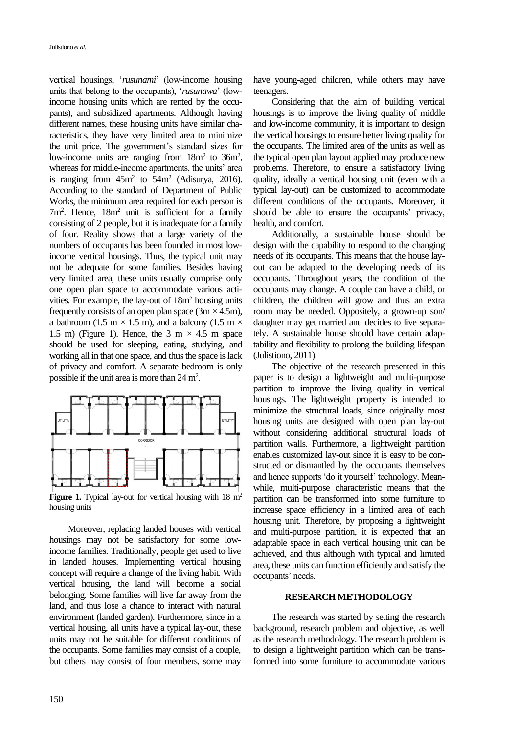vertical housings; '*rusunami*' (low-income housing units that belong to the occupants), '*rusunawa*' (low-income housing units which are rented by the occupants), and subsidized apartments. Although having different names, these housing units have similar characteristics, they have very limited area to minimize the unit price. The government's standard sizes for low-income units are ranging from 18m$^2$ to 36m$^2$, whereas for middle-income apartments, the units' area is ranging from 45m$^2$ to 54m$^2$ (Adisurya, 2016). According to the standard of Department of Public Works, the minimum area required for each person is 7m$^2$. Hence, 18m$^2$ unit is sufficient for a family consisting of 2 people, but it is inadequate for a family of four. Reality shows that a large variety of the numbers of occupants has been founded in most low-income vertical housings. Thus, the typical unit may not be adequate for some families. Besides having very limited area, these units usually comprise only one open plan space to accommodate various activities. For example, the lay-out of 18m$^2$ housing units frequently consists of an open plan space (3m × 4.5m), a bathroom (1.5 m × 1.5 m), and a balcony (1.5 m × 1.5 m) (Figure 1). Hence, the 3 m × 4.5 m space should be used for sleeping, eating, studying, and working all in that one space, and thus the space is lack of privacy and comfort. A separate bedroom is only possible if the unit area is more than 24 m$^2$.

**Figure 1.** Typical lay-out for vertical housing with 18 m$^2$ housing units

Moreover, replacing landed houses with vertical housings may not be satisfactory for some low-income families. Traditionally, people get used to live in landed houses. Implementing vertical housing concept will require a change of the living habit. With vertical housing, the land will become a social belonging. Some families will live far away from the land, and thus lose a chance to interact with natural environment (landed garden). Furthermore, since in a vertical housing, all units have a typical lay-out, these units may not be suitable for different conditions of the occupants. Some families may consist of a couple, but others may consist of four members, some may have young-aged children, while others may have teenagers.

Considering that the aim of building vertical housings is to improve the living quality of middle and low-income community, it is important to design the vertical housings to ensure better living quality for the occupants. The limited area of the units as well as the typical open plan layout applied may produce new problems. Therefore, to ensure a satisfactory living quality, ideally a vertical housing unit (even with a typical lay-out) can be customized to accommodate different conditions of the occupants. Moreover, it should be able to ensure the occupants' privacy, health, and comfort.

Additionally, a sustainable house should be design with the capability to respond to the changing needs of its occupants. This means that the house layout can be adapted to the developing needs of its occupants. Throughout years, the condition of the occupants may change. A couple can have a child, or children, the children will grow and thus an extra room may be needed. Oppositely, a grown-up son/daughter may get married and decides to live separately. A sustainable house should have certain adaptability and flexibility to prolong the building lifespan (Julistiono, 2011).

The objective of the research presented in this paper is to design a lightweight and multi-purpose partition to improve the living quality in vertical housings. The lightweight property is intended to minimize the structural loads, since originally most housing units are designed with open plan lay-out without considering additional structural loads of partition walls. Furthermore, a lightweight partition enables customized lay-out since it is easy to be constructed or dismantled by the occupants themselves and hence supports 'do it yourself' technology. Meanwhile, multi-purpose characteristic means that the partition can be transformed into some furniture to increase space efficiency in a limited area of each housing unit. Therefore, by proposing a lightweight and multi-purpose partition, it is expected that an adaptable space in each vertical housing unit can be achieved, and thus although with typical and limited area, these units can function efficiently and satisfy the occupants' needs.

## RESEARCH METHODOLOGY

The research was started by setting the research background, research problem and objective, as well as the research methodology. The research problem is to design a lightweight partition which can be transformed into some furniture to accommodate various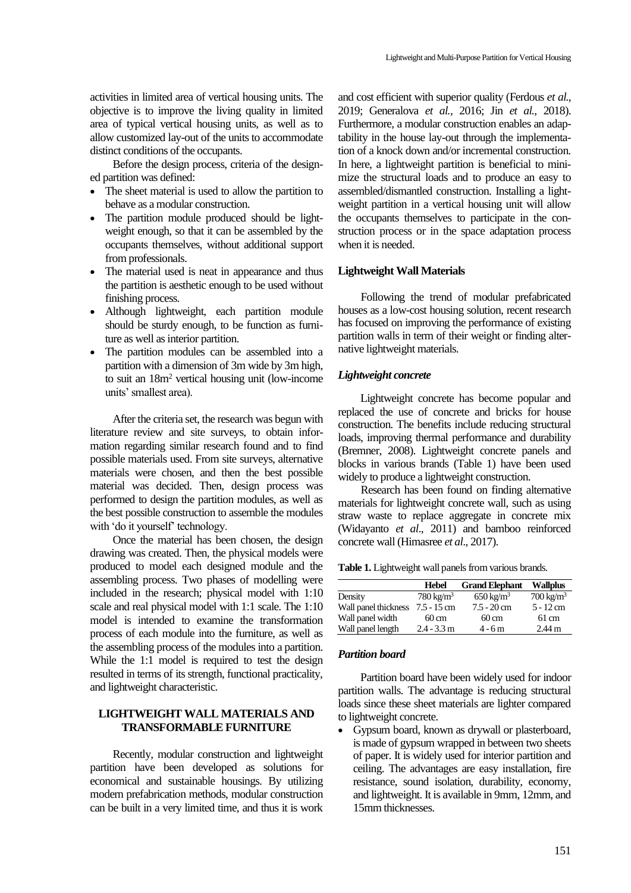activities in limited area of vertical housing units. The objective is to improve the living quality in limited area of typical vertical housing units, as well as to allow customized lay-out of the units to accommodate distinct conditions of the occupants.

Before the design process, criteria of the designed partition was defined:

- The sheet material is used to allow the partition to behave as a modular construction.
- The partition module produced should be lightweight enough, so that it can be assembled by the occupants themselves, without additional support from professionals.
- The material used is neat in appearance and thus the partition is aesthetic enough to be used without finishing process.
- Although lightweight, each partition module should be sturdy enough, to be function as furniture as well as interior partition.
- The partition modules can be assembled into a partition with a dimension of 3m wide by 3m high, to suit an 18m$^2$ vertical housing unit (low-income units' smallest area).

After the criteria set, the research was begun with literature review and site surveys, to obtain information regarding similar research found and to find possible materials used. From site surveys, alternative materials were chosen, and then the best possible material was decided. Then, design process was performed to design the partition modules, as well as the best possible construction to assemble the modules with 'do it yourself' technology.

Once the material has been chosen, the design drawing was created. Then, the physical models were produced to model each designed module and the assembling process. Two phases of modelling were included in the research; physical model with 1:10 scale and real physical model with 1:1 scale. The 1:10 model is intended to examine the transformation process of each module into the furniture, as well as the assembling process of the modules into a partition. While the 1:1 model is required to test the design resulted in terms of its strength, functional practicality, and lightweight characteristic.

## LIGHTWEIGHT WALL MATERIALS AND TRANSFORMABLE FURNITURE

Recently, modular construction and lightweight partition have been developed as solutions for economical and sustainable housings. By utilizing modern prefabrication methods, modular construction can be built in a very limited time, and thus it is work and cost efficient with superior quality (Ferdous *et al.*, 2019; Generalova *et al.*, 2016; Jin *et al.*, 2018). Furthermore, a modular construction enables an adaptability in the house lay-out through the implementation of a knock down and/or incremental construction. In here, a lightweight partition is beneficial to minimize the structural loads and to produce an easy to assembled/dismantled construction. Installing a lightweight partition in a vertical housing unit will allow the occupants themselves to participate in the construction process or in the space adaptation process when it is needed.

### Lightweight Wall Materials

Following the trend of modular prefabricated houses as a low-cost housing solution, recent research has focused on improving the performance of existing partition walls in term of their weight or finding alternative lightweight materials.

#### *Lightweight concrete*

Lightweight concrete has become popular and replaced the use of concrete and bricks for house construction. The benefits include reducing structural loads, improving thermal performance and durability (Bremner, 2008). Lightweight concrete panels and blocks in various brands (Table 1) have been used widely to produce a lightweight construction.

Research has been found on finding alternative materials for lightweight concrete wall, such as using straw waste to replace aggregate in concrete mix (Widayanto *et al*., 2011) and bamboo reinforced concrete wall (Himasree *et al*., 2017).

**Table 1.** Lightweight wall panels from various brands.

| | Hebel | Grand Elephant | Wallplus |
|---|---|---|---|
| Density | 780 kg/m$^3$ | 650 kg/m$^3$ | 700 kg/m$^3$ |
| Wall panel thickness | 7.5 - 15 cm | 7.5 - 20 cm | 5 - 12 cm |
| Wall panel width | 60 cm | 60 cm | 61 cm |
| Wall panel length | 2.4 - 3.3 m | 4 - 6 m | 2.44 m |

#### *Partition board*

Partition board have been widely used for indoor partition walls. The advantage is reducing structural loads since these sheet materials are lighter compared to lightweight concrete.

- Gypsum board, known as drywall or plasterboard, is made of gypsum wrapped in between two sheets of paper. It is widely used for interior partition and ceiling. The advantages are easy installation, fire resistance, sound isolation, durability, economy, and lightweight. It is available in 9mm, 12mm, and 15mm thicknesses.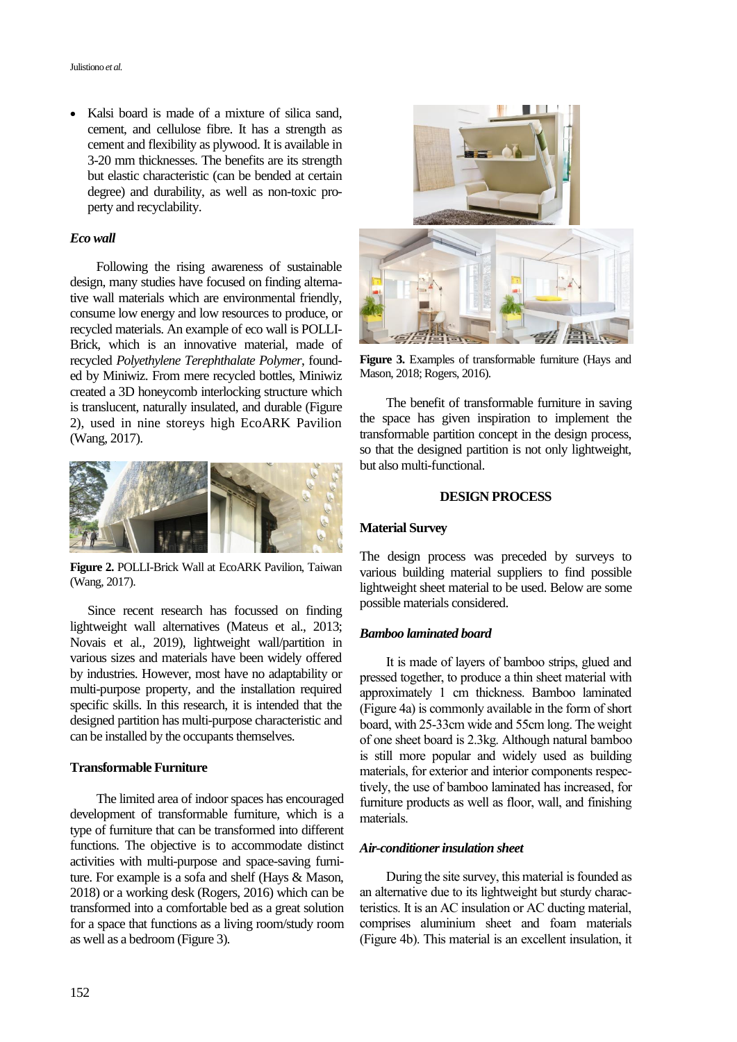- Kalsi board is made of a mixture of silica sand, cement, and cellulose fibre. It has a strength as cement and flexibility as plywood. It is available in 3-20 mm thicknesses. The benefits are its strength but elastic characteristic (can be bended at certain degree) and durability, as well as non-toxic property and recyclability.

### *Eco wall*

Following the rising awareness of sustainable design, many studies have focused on finding alternative wall materials which are environmental friendly, consume low energy and low resources to produce, or recycled materials. An example of eco wall is POLLI-Brick, which is an innovative material, made of recycled *Polyethylene Terephthalate Polymer*, founded by Miniwiz. From mere recycled bottles, Miniwiz created a 3D honeycomb interlocking structure which is translucent, naturally insulated, and durable (Figure 2), used in nine storeys high EcoARK Pavilion (Wang, 2017).

**Figure 2.** POLLI-Brick Wall at EcoARK Pavilion, Taiwan (Wang, 2017).

Since recent research has focussed on finding lightweight wall alternatives (Mateus et al., 2013; Novais et al., 2019), lightweight wall/partition in various sizes and materials have been widely offered by industries. However, most have no adaptability or multi-purpose property, and the installation required specific skills. In this research, it is intended that the designed partition has multi-purpose characteristic and can be installed by the occupants themselves.

## Transformable Furniture

The limited area of indoor spaces has encouraged development of transformable furniture, which is a type of furniture that can be transformed into different functions. The objective is to accommodate distinct activities with multi-purpose and space-saving furniture. For example is a sofa and shelf (Hays & Mason, 2018) or a working desk (Rogers, 2016) which can be transformed into a comfortable bed as a great solution for a space that functions as a living room/study room as well as a bedroom (Figure 3).

**Figure 3.** Examples of transformable furniture (Hays and Mason, 2018; Rogers, 2016).

The benefit of transformable furniture in saving the space has given inspiration to implement the transformable partition concept in the design process, so that the designed partition is not only lightweight, but also multi-functional.

# DESIGN PROCESS

## Material Survey

The design process was preceded by surveys to various building material suppliers to find possible lightweight sheet material to be used. Below are some possible materials considered.

### *Bamboo laminated board*

It is made of layers of bamboo strips, glued and pressed together, to produce a thin sheet material with approximately 1 cm thickness. Bamboo laminated (Figure 4a) is commonly available in the form of short board, with 25-33cm wide and 55cm long. The weight of one sheet board is 2.3kg. Although natural bamboo is still more popular and widely used as building materials, for exterior and interior components respectively, the use of bamboo laminated has increased, for furniture products as well as floor, wall, and finishing materials.

### *Air-conditioner insulation sheet*

During the site survey, this material is founded as an alternative due to its lightweight but sturdy characteristics. It is an AC insulation or AC ducting material, comprises aluminium sheet and foam materials (Figure 4b). This material is an excellent insulation, it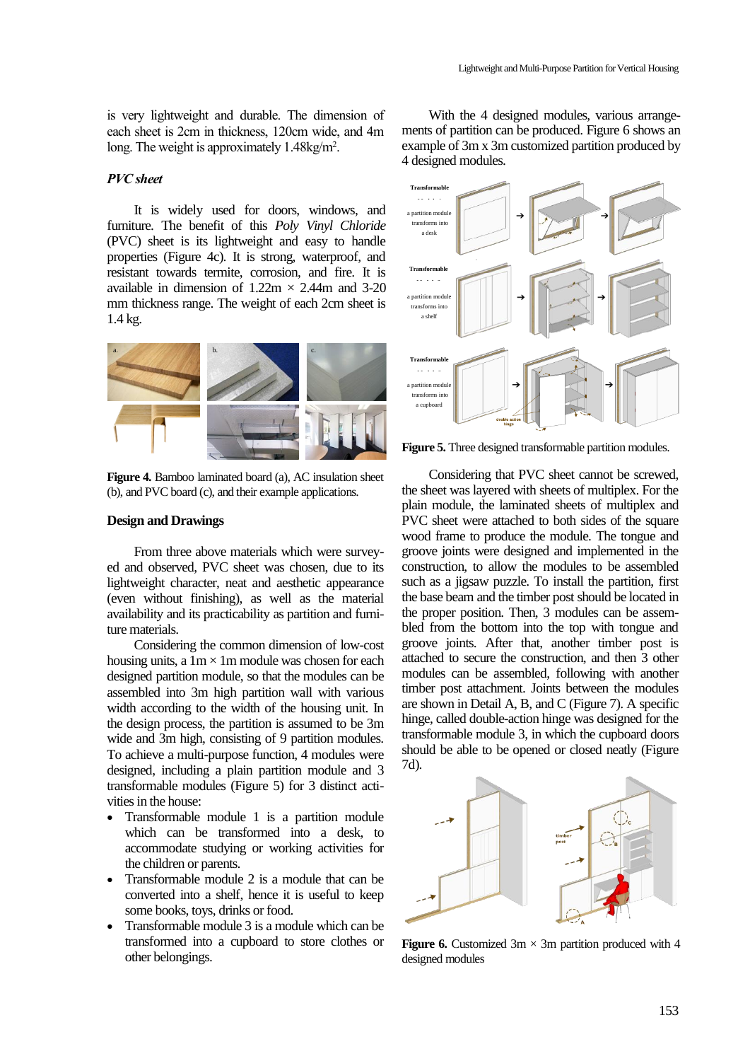is very lightweight and durable. The dimension of each sheet is 2cm in thickness, 120cm wide, and 4m long. The weight is approximately 1.48kg/m$^2$.

### *PVC sheet*

It is widely used for doors, windows, and furniture. The benefit of this *Poly Vinyl Chloride* (PVC) sheet is its lightweight and easy to handle properties (Figure 4c). It is strong, waterproof, and resistant towards termite, corrosion, and fire. It is available in dimension of 1.22m × 2.44m and 3-20 mm thickness range. The weight of each 2cm sheet is 1.4 kg.

**Figure 4.** Bamboo laminated board (a), AC insulation sheet (b), and PVC board (c), and their example applications.

## Design and Drawings

From three above materials which were surveyed and observed, PVC sheet was chosen, due to its lightweight character, neat and aesthetic appearance (even without finishing), as well as the material availability and its practicability as partition and furniture materials.

Considering the common dimension of low-cost housing units, a 1m × 1m module was chosen for each designed partition module, so that the modules can be assembled into 3m high partition wall with various width according to the width of the housing unit. In the design process, the partition is assumed to be 3m wide and 3m high, consisting of 9 partition modules. To achieve a multi-purpose function, 4 modules were designed, including a plain partition module and 3 transformable modules (Figure 5) for 3 distinct activities in the house:

- Transformable module 1 is a partition module which can be transformed into a desk, to accommodate studying or working activities for the children or parents.
- Transformable module 2 is a module that can be converted into a shelf, hence it is useful to keep some books, toys, drinks or food.
- Transformable module 3 is a module which can be transformed into a cupboard to store clothes or other belongings.

With the 4 designed modules, various arrangements of partition can be produced. Figure 6 shows an example of 3m x 3m customized partition produced by 4 designed modules.

**Figure 5.** Three designed transformable partition modules.

Considering that PVC sheet cannot be screwed, the sheet was layered with sheets of multiplex. For the plain module, the laminated sheets of multiplex and PVC sheet were attached to both sides of the square wood frame to produce the module. The tongue and groove joints were designed and implemented in the construction, to allow the modules to be assembled such as a jigsaw puzzle. To install the partition, first the base beam and the timber post should be located in the proper position. Then, 3 modules can be assembled from the bottom into the top with tongue and groove joints. After that, another timber post is attached to secure the construction, and then 3 other modules can be assembled, following with another timber post attachment. Joints between the modules are shown in Detail A, B, and C (Figure 7). A specific hinge, called double-action hinge was designed for the transformable module 3, in which the cupboard doors should be able to be opened or closed neatly (Figure 7d).

**Figure 6.** Customized 3m × 3m partition produced with 4 designed modules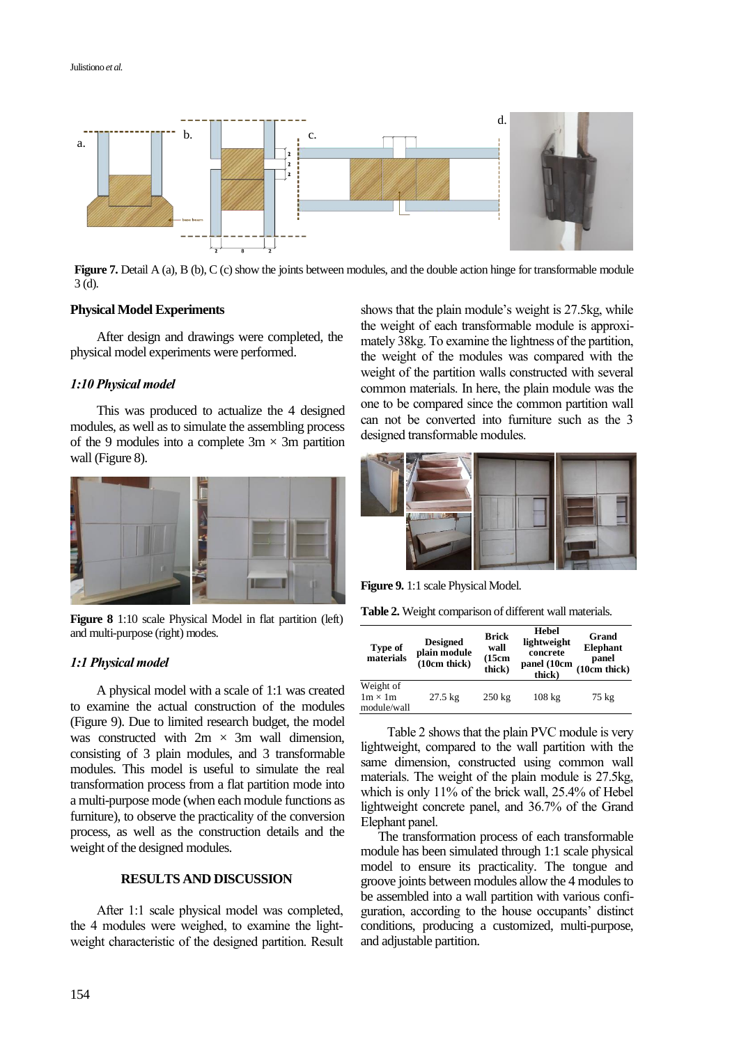**Figure 7.** Detail A (a), B (b), C (c) show the joints between modules, and the double action hinge for transformable module 3 (d).

**Physical Model Experiments**

After design and drawings were completed, the physical model experiments were performed.

***1:10 Physical model***

This was produced to actualize the 4 designed modules, as well as to simulate the assembling process of the 9 modules into a complete 3m × 3m partition wall (Figure 8).

**Figure 8** 1:10 scale Physical Model in flat partition (left) and multi-purpose (right) modes.

***1:1 Physical model***

A physical model with a scale of 1:1 was created to examine the actual construction of the modules (Figure 9). Due to limited research budget, the model was constructed with 2m × 3m wall dimension, consisting of 3 plain modules, and 3 transformable modules. This model is useful to simulate the real transformation process from a flat partition mode into a multi-purpose mode (when each module functions as furniture), to observe the practicality of the conversion process, as well as the construction details and the weight of the designed modules.

**RESULTS AND DISCUSSION**

After 1:1 scale physical model was completed, the 4 modules were weighed, to examine the light-weight characteristic of the designed partition. Result shows that the plain module's weight is 27.5kg, while the weight of each transformable module is approximately 38kg. To examine the lightness of the partition, the weight of the modules was compared with the weight of the partition walls constructed with several common materials. In here, the plain module was the one to be compared since the common partition wall can not be converted into furniture such as the 3 designed transformable modules.

**Figure 9.** 1:1 scale Physical Model.

**Table 2.** Weight comparison of different wall materials.

| Type of materials | Designed plain module (10cm thick) | Brick wall (15cm thick) | Hebel lightweight concrete panel (10cm thick) | Grand Elephant panel (10cm thick) |
|---|---|---|---|---|
| Weight of 1m × 1m module/wall | 27.5 kg | 250 kg | 108 kg | 75 kg |

Table 2 shows that the plain PVC module is very lightweight, compared to the wall partition with the same dimension, constructed using common wall materials. The weight of the plain module is 27.5kg, which is only 11% of the brick wall, 25.4% of Hebel lightweight concrete panel, and 36.7% of the Grand Elephant panel.

The transformation process of each transformable module has been simulated through 1:1 scale physical model to ensure its practicality. The tongue and groove joints between modules allow the 4 modules to be assembled into a wall partition with various configuration, according to the house occupants' distinct conditions, producing a customized, multi-purpose, and adjustable partition.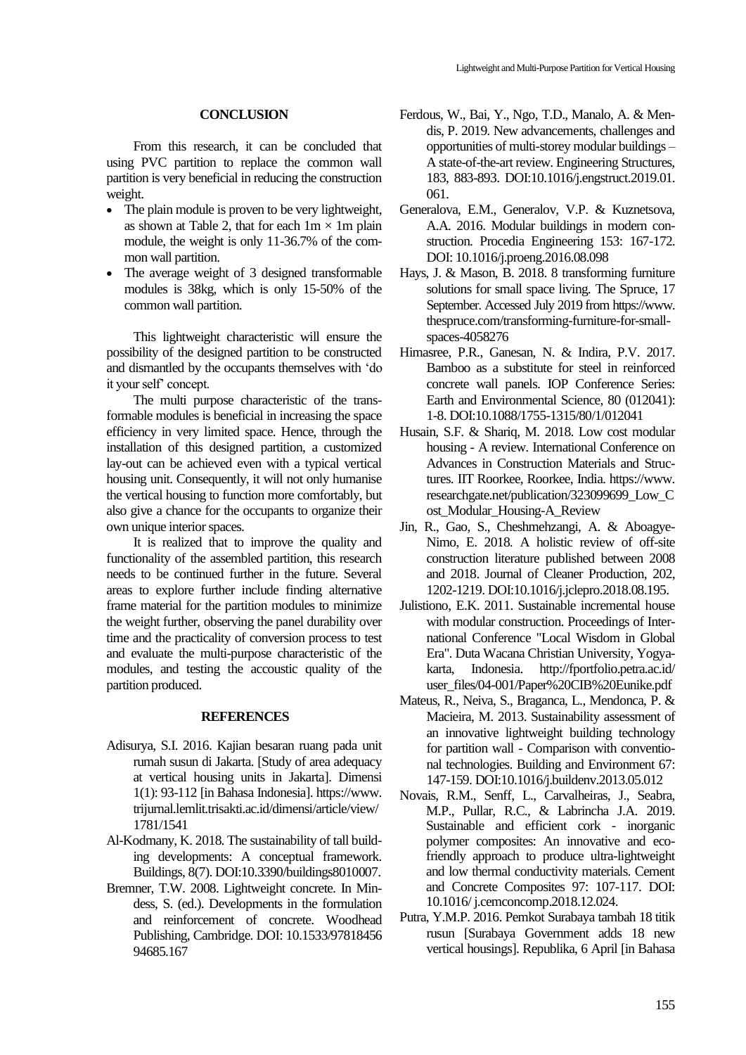## CONCLUSION

From this research, it can be concluded that using PVC partition to replace the common wall partition is very beneficial in reducing the construction weight.

- The plain module is proven to be very lightweight, as shown at Table 2, that for each 1m × 1m plain module, the weight is only 11-36.7% of the common wall partition.
- The average weight of 3 designed transformable modules is 38kg, which is only 15-50% of the common wall partition.

This lightweight characteristic will ensure the possibility of the designed partition to be constructed and dismantled by the occupants themselves with 'do it your self' concept.

The multi purpose characteristic of the transformable modules is beneficial in increasing the space efficiency in very limited space. Hence, through the installation of this designed partition, a customized lay-out can be achieved even with a typical vertical housing unit. Consequently, it will not only humanise the vertical housing to function more comfortably, but also give a chance for the occupants to organize their own unique interior spaces.

It is realized that to improve the quality and functionality of the assembled partition, this research needs to be continued further in the future. Several areas to explore further include finding alternative frame material for the partition modules to minimize the weight further, observing the panel durability over time and the practicality of conversion process to test and evaluate the multi-purpose characteristic of the modules, and testing the accoustic quality of the partition produced.

## REFERENCES

Adisurya, S.I. 2016. Kajian besaran ruang pada unit rumah susun di Jakarta. [Study of area adequacy at vertical housing units in Jakarta]. Dimensi 1(1): 93-112 [in Bahasa Indonesia]. https://www.trijurnal.lemlit.trisakti.ac.id/dimensi/article/view/1781/1541

Al-Kodmany, K. 2018. The sustainability of tall building developments: A conceptual framework. Buildings, 8(7). DOI:10.3390/buildings8010007.

Bremner, T.W. 2008. Lightweight concrete. In Mindess, S. (ed.). Developments in the formulation and reinforcement of concrete. Woodhead Publishing, Cambridge. DOI: 10.1533/9781845694685.167

Ferdous, W., Bai, Y., Ngo, T.D., Manalo, A. & Mendis, P. 2019. New advancements, challenges and opportunities of multi-storey modular buildings – A state-of-the-art review. Engineering Structures, 183, 883-893. DOI:10.1016/j.engstruct.2019.01.061.

Generalova, E.M., Generalov, V.P. & Kuznetsova, A.A. 2016. Modular buildings in modern construction. Procedia Engineering 153: 167-172. DOI: 10.1016/j.proeng.2016.08.098

Hays, J. & Mason, B. 2018. 8 transforming furniture solutions for small space living. The Spruce, 17 September. Accessed July 2019 from https://www.thespruce.com/transforming-furniture-for-small-spaces-4058276

Himasree, P.R., Ganesan, N. & Indira, P.V. 2017. Bamboo as a substitute for steel in reinforced concrete wall panels. IOP Conference Series: Earth and Environmental Science, 80 (012041): 1-8. DOI:10.1088/1755-1315/80/1/012041

Husain, S.F. & Shariq, M. 2018. Low cost modular housing - A review. International Conference on Advances in Construction Materials and Structures. IIT Roorkee, Roorkee, India. https://www.researchgate.net/publication/323099699_Low_Cost_Modular_Housing-A_Review

Jin, R., Gao, S., Cheshmehzangi, A. & Aboagye-Nimo, E. 2018. A holistic review of off-site construction literature published between 2008 and 2018. Journal of Cleaner Production, 202, 1202-1219. DOI:10.1016/j.jclepro.2018.08.195.

Julistiono, E.K. 2011. Sustainable incremental house with modular construction. Proceedings of International Conference "Local Wisdom in Global Era". Duta Wacana Christian University, Yogyakarta, Indonesia. http://fportfolio.petra.ac.id/user_files/04-001/Paper%20CIB%20Eunike.pdf

Mateus, R., Neiva, S., Braganca, L., Mendonca, P. & Macieira, M. 2013. Sustainability assessment of an innovative lightweight building technology for partition wall - Comparison with conventional technologies. Building and Environment 67: 147-159. DOI:10.1016/j.buildenv.2013.05.012

Novais, R.M., Senff, L., Carvalheiras, J., Seabra, M.P., Pullar, R.C., & Labrincha J.A. 2019. Sustainable and efficient cork - inorganic polymer composites: An innovative and eco-friendly approach to produce ultra-lightweight and low thermal conductivity materials. Cement and Concrete Composites 97: 107-117. DOI: 10.1016/ j.cemconcomp.2018.12.024.

Putra, Y.M.P. 2016. Pemkot Surabaya tambah 18 titik rusun [Surabaya Government adds 18 new vertical housings]. Republika, 6 April [in Bahasa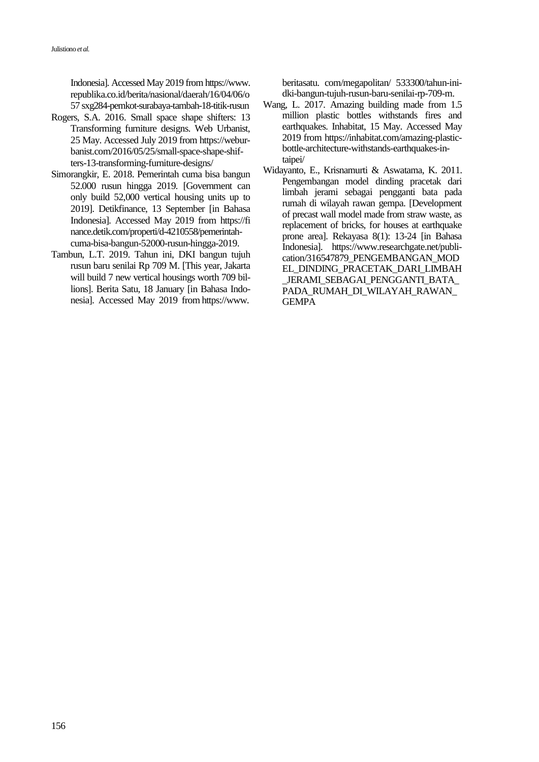Indonesia]. Accessed May 2019 from https://www.republika.co.id/berita/nasional/daerah/16/04/06/o57sxg284-pemkot-surabaya-tambah-18-titik-rusun

Rogers, S.A. 2016. Small space shape shifters: 13 Transforming furniture designs. Web Urbanist, 25 May. Accessed July 2019 from https://weburbanist.com/2016/05/25/small-space-shape-shifters-13-transforming-furniture-designs/

Simorangkir, E. 2018. Pemerintah cuma bisa bangun 52.000 rusun hingga 2019. [Government can only build 52,000 vertical housing units up to 2019]. Detikfinance, 13 September [in Bahasa Indonesia]. Accessed May 2019 from https://finance.detik.com/properti/d-4210558/pemerintah-cuma-bisa-bangun-52000-rusun-hingga-2019.

Tambun, L.T. 2019. Tahun ini, DKI bangun tujuh rusun baru senilai Rp 709 M. [This year, Jakarta will build 7 new vertical housings worth 709 billions]. Berita Satu, 18 January [in Bahasa Indonesia]. Accessed May 2019 from https://www.beritasatu. com/megapolitan/ 533300/tahun-ini-dki-bangun-tujuh-rusun-baru-senilai-rp-709-m.

Wang, L. 2017. Amazing building made from 1.5 million plastic bottles withstands fires and earthquakes. Inhabitat, 15 May. Accessed May 2019 from https://inhabitat.com/amazing-plastic-bottle-architecture-withstands-earthquakes-in-taipei/

Widayanto, E., Krisnamurti & Aswatama, K. 2011. Pengembangan model dinding pracetak dari limbah jerami sebagai pengganti bata pada rumah di wilayah rawan gempa. [Development of precast wall model made from straw waste, as replacement of bricks, for houses at earthquake prone area]. Rekayasa 8(1): 13-24 [in Bahasa Indonesia]. https://www.researchgate.net/publication/316547879_PENGEMBANGAN_MODEL_DINDING_PRACETAK_DARI_LIMBAH_JERAMI_SEBAGAI_PENGGANTI_BATA_PADA_RUMAH_DI_WILAYAH_RAWAN_GEMPA